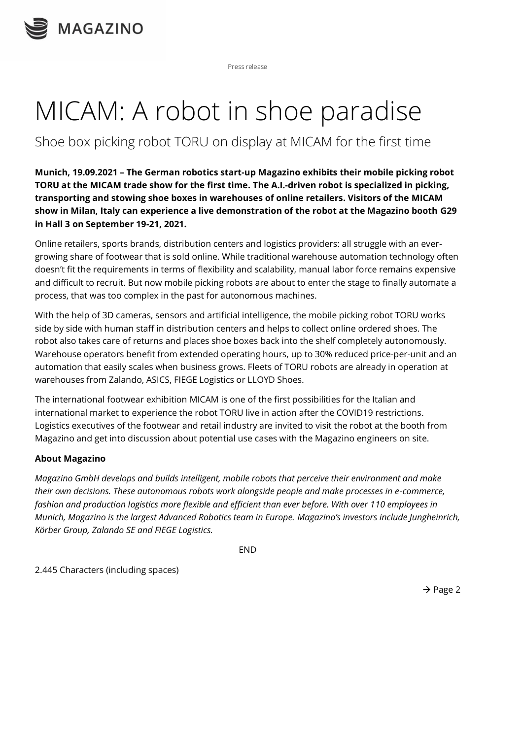MAGAZINO

Press release

# MICAM: A robot in shoe paradise

## Shoe box picking robot TORU on display at MICAM for the first time

**Munich, 19.09.2021 – The German robotics start-up Magazino exhibits their mobile picking robot TORU at the MICAM trade show for the first time. The A.I.-driven robot is specialized in picking, transporting and stowing shoe boxes in warehouses of online retailers. Visitors of the MICAM show in Milan, Italy can experience a live demonstration of the robot at the Magazino booth G29 in Hall 3 on September 19-21, 2021.**

Online retailers, sports brands, distribution centers and logistics providers: all struggle with an ever-growing share of footwear that is sold online. While traditional warehouse automation technology often doesn't fit the requirements in terms of flexibility and scalability, manual labor force remains expensive and difficult to recruit. But now mobile picking robots are about to enter the stage to finally automate a process, that was too complex in the past for autonomous machines.

With the help of 3D cameras, sensors and artificial intelligence, the mobile picking robot TORU works side by side with human staff in distribution centers and helps to collect online ordered shoes. The robot also takes care of returns and places shoe boxes back into the shelf completely autonomously. Warehouse operators benefit from extended operating hours, up to 30% reduced price-per-unit and an automation that easily scales when business grows. Fleets of TORU robots are already in operation at warehouses from Zalando, ASICS, FIEGE Logistics or LLOYD Shoes.

The international footwear exhibition MICAM is one of the first possibilities for the Italian and international market to experience the robot TORU live in action after the COVID19 restrictions. Logistics executives of the footwear and retail industry are invited to visit the robot at the booth from Magazino and get into discussion about potential use cases with the Magazino engineers on site.

**About Magazino**

*Magazino GmbH develops and builds intelligent, mobile robots that perceive their environment and make their own decisions. These autonomous robots work alongside people and make processes in e-commerce, fashion and production logistics more flexible and efficient than ever before. With over 110 employees in Munich, Magazino is the largest Advanced Robotics team in Europe. Magazino's investors include Jungheinrich, Körber Group, Zalando SE and FIEGE Logistics.*

END

2.445 Characters (including spaces)

→ Page 2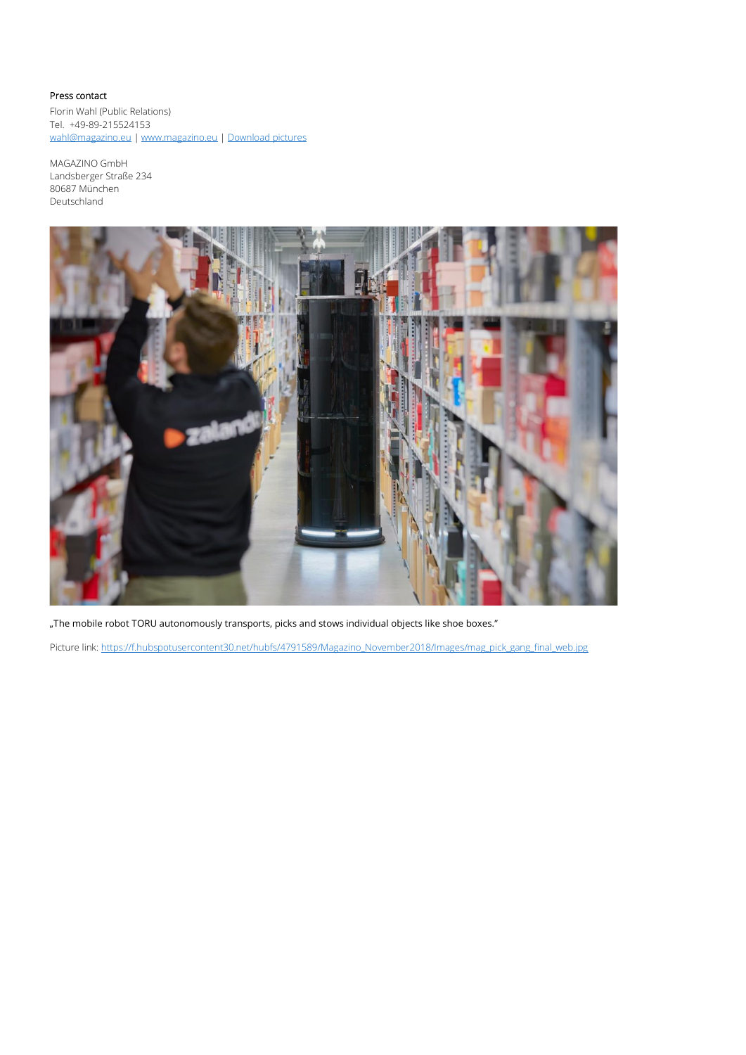**Press contact**

Florin Wahl (Public Relations)
Tel. +49-89-215524153
wahl@magazino.eu | www.magazino.eu | Download pictures

MAGAZINO GmbH
Landsberger Straße 234
80687 München
Deutschland

„The mobile robot TORU autonomously transports, picks and stows individual objects like shoe boxes."

Picture link: https://f.hubspotusercontent30.net/hubfs/4791589/Magazino_November2018/Images/mag_pick_gang_final_web.jpg